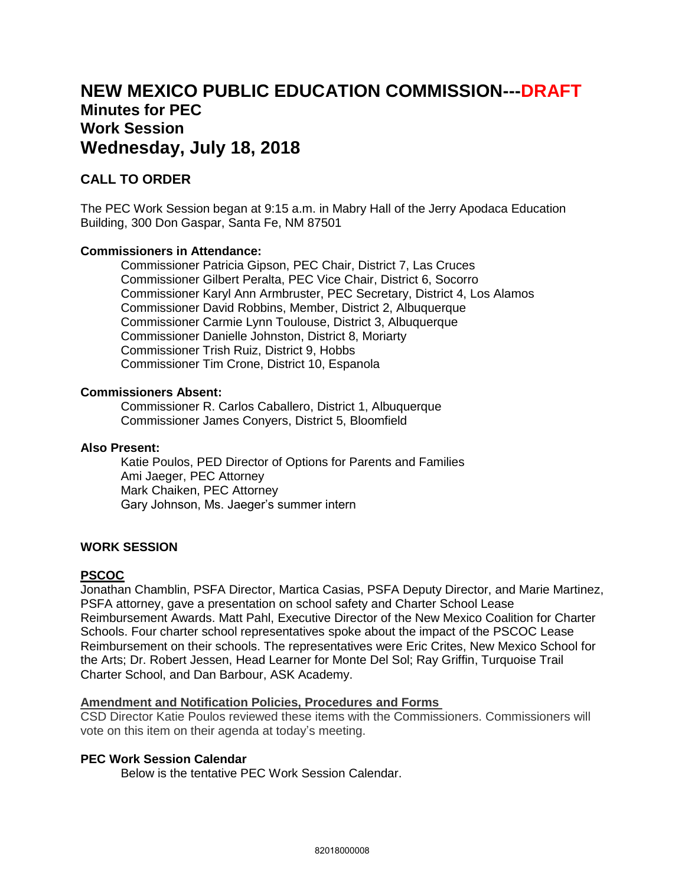# NEW MEXICO PUBLIC EDUCATION COMMISSION---DRAFT

## Minutes for PEC
## Work Session
## Wednesday, July 18, 2018

### CALL TO ORDER

The PEC Work Session began at 9:15 a.m. in Mabry Hall of the Jerry Apodaca Education Building, 300 Don Gaspar, Santa Fe, NM 87501

**Commissioners in Attendance:**

Commissioner Patricia Gipson, PEC Chair, District 7, Las Cruces
Commissioner Gilbert Peralta, PEC Vice Chair, District 6, Socorro
Commissioner Karyl Ann Armbruster, PEC Secretary, District 4, Los Alamos
Commissioner David Robbins, Member, District 2, Albuquerque
Commissioner Carmie Lynn Toulouse, District 3, Albuquerque
Commissioner Danielle Johnston, District 8, Moriarty
Commissioner Trish Ruiz, District 9, Hobbs
Commissioner Tim Crone, District 10, Espanola

**Commissioners Absent:**

Commissioner R. Carlos Caballero, District 1, Albuquerque
Commissioner James Conyers, District 5, Bloomfield

**Also Present:**

Katie Poulos, PED Director of Options for Parents and Families
Ami Jaeger, PEC Attorney
Mark Chaiken, PEC Attorney
Gary Johnson, Ms. Jaeger's summer intern

### WORK SESSION

**PSCOC**

Jonathan Chamblin, PSFA Director, Martica Casias, PSFA Deputy Director, and Marie Martinez, PSFA attorney, gave a presentation on school safety and Charter School Lease Reimbursement Awards. Matt Pahl, Executive Director of the New Mexico Coalition for Charter Schools. Four charter school representatives spoke about the impact of the PSCOC Lease Reimbursement on their schools. The representatives were Eric Crites, New Mexico School for the Arts; Dr. Robert Jessen, Head Learner for Monte Del Sol; Ray Griffin, Turquoise Trail Charter School, and Dan Barbour, ASK Academy.

**Amendment and Notification Policies, Procedures and Forms**

CSD Director Katie Poulos reviewed these items with the Commissioners. Commissioners will vote on this item on their agenda at today's meeting.

**PEC Work Session Calendar**

Below is the tentative PEC Work Session Calendar.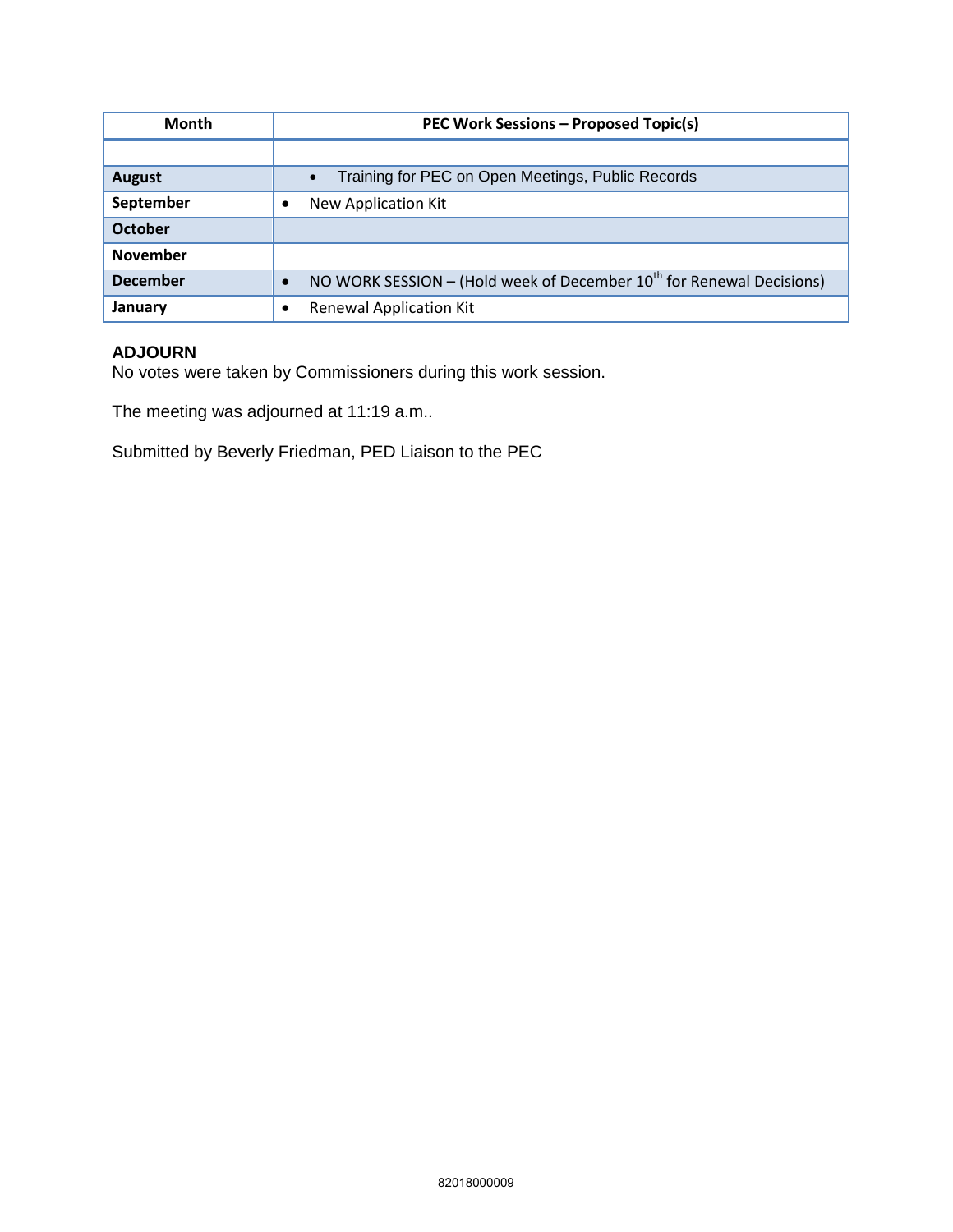| Month | PEC Work Sessions – Proposed Topic(s) |
| --- | --- |
| | |
| **August** | • Training for PEC on Open Meetings, Public Records |
| **September** | • New Application Kit |
| **October** | |
| **November** | |
| **December** | • NO WORK SESSION – (Hold week of December 10th for Renewal Decisions) |
| **January** | • Renewal Application Kit |

**ADJOURN**

No votes were taken by Commissioners during this work session.

The meeting was adjourned at 11:19 a.m..

Submitted by Beverly Friedman, PED Liaison to the PEC

82018000009